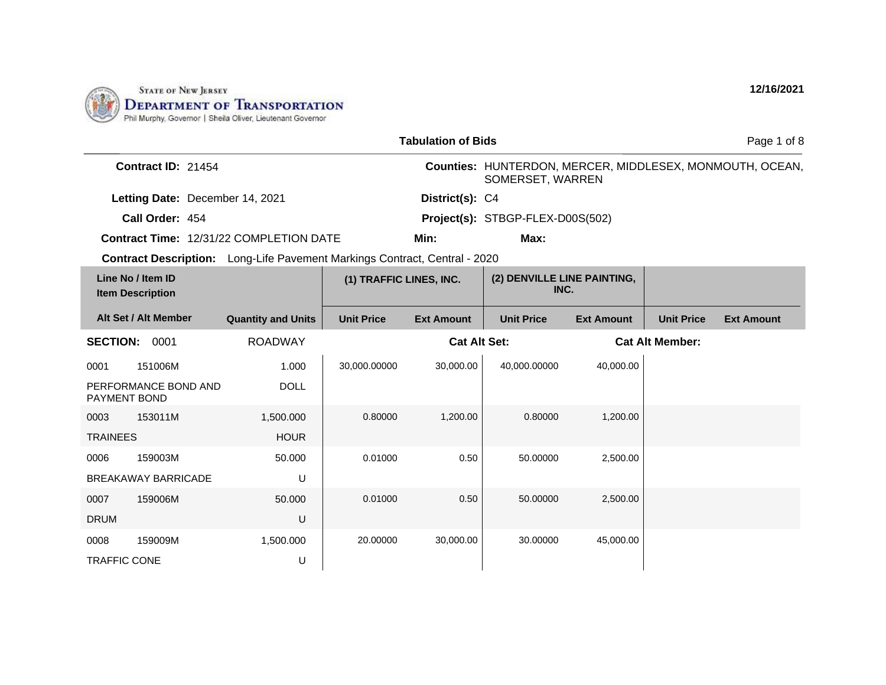State of New Jersey
**Department of Transportation**
Phil Murphy, Governor | Sheila Oliver, Lieutenant Governor

12/16/2021

## Tabulation of Bids

**Contract ID:** 21454

**Counties:** HUNTERDON, MERCER, MIDDLESEX, MONMOUTH, OCEAN, SOMERSET, WARREN

**Letting Date:** December 14, 2021

**District(s):** C4

**Call Order:** 454

**Project(s):** STBGP-FLEX-D00S(502)

**Contract Time:** 12/31/22 COMPLETION DATE

**Min:**

**Max:**

**Contract Description:** Long-Life Pavement Markings Contract, Central - 2020

| Line No / Item ID | Item Description / Alt Set / Alt Member | Quantity and Units | (1) TRAFFIC LINES, INC. Unit Price | (1) TRAFFIC LINES, INC. Ext Amount | (2) DENVILLE LINE PAINTING, INC. Unit Price | (2) DENVILLE LINE PAINTING, INC. Ext Amount | Unit Price | Ext Amount |
|---|---|---|---|---|---|---|---|---|
| **SECTION: 0001** | ROADWAY | | Cat Alt Set: | | Cat Alt Member: | | | |
| 0001 151006M | PERFORMANCE BOND AND PAYMENT BOND | 1.000 DOLL | 30,000.00000 | 30,000.00 | 40,000.00000 | 40,000.00 | | |
| 0003 153011M | TRAINEES | 1,500.000 HOUR | 0.80000 | 1,200.00 | 0.80000 | 1,200.00 | | |
| 0006 159003M | BREAKAWAY BARRICADE | 50.000 U | 0.01000 | 0.50 | 50.00000 | 2,500.00 | | |
| 0007 159006M | DRUM | 50.000 U | 0.01000 | 0.50 | 50.00000 | 2,500.00 | | |
| 0008 159009M | TRAFFIC CONE | 1,500.000 U | 20.00000 | 30,000.00 | 30.00000 | 45,000.00 | | |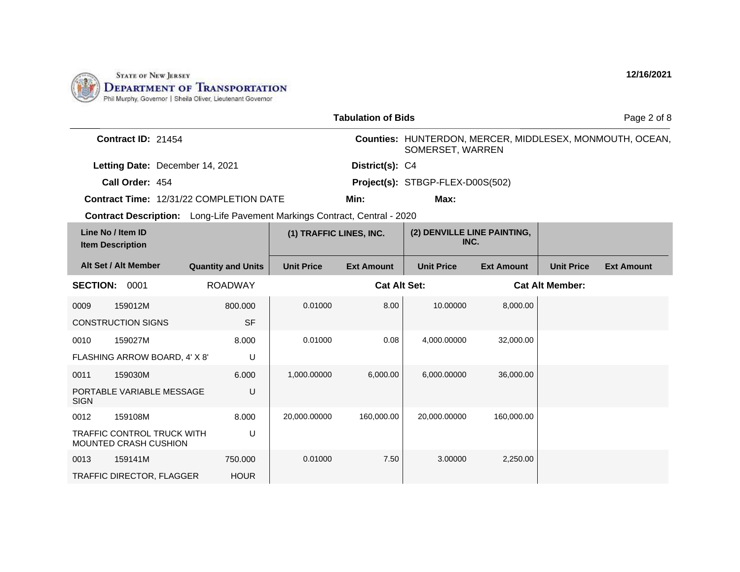**STATE OF NEW JERSEY**
**DEPARTMENT OF TRANSPORTATION**
Phil Murphy, Governor | Sheila Oliver, Lieutenant Governor

**12/16/2021**

**Tabulation of Bids**

**Contract ID:** 21454
**Counties:** HUNTERDON, MERCER, MIDDLESEX, MONMOUTH, OCEAN, SOMERSET, WARREN
**Letting Date:** December 14, 2021
**District(s):** C4
**Call Order:** 454
**Project(s):** STBGP-FLEX-D00S(502)
**Contract Time:** 12/31/22 COMPLETION DATE
**Min:**
**Max:**
**Contract Description:** Long-Life Pavement Markings Contract, Central - 2020

| Line No / Item ID / Item Description / Alt Set / Alt Member | | Quantity and Units | (1) TRAFFIC LINES, INC. Unit Price | (1) TRAFFIC LINES, INC. Ext Amount | (2) DENVILLE LINE PAINTING, INC. Unit Price | (2) DENVILLE LINE PAINTING, INC. Ext Amount | Unit Price | Ext Amount |
|---|---|---|---|---|---|---|---|---|
| **SECTION:** 0001 | | ROADWAY | | **Cat Alt Set:** | | **Cat Alt Member:** | | |
| 0009 | 159012M | 800.000 | 0.01000 | 8.00 | 10.00000 | 8,000.00 | | |
| CONSTRUCTION SIGNS | | SF | | | | | | |
| 0010 | 159027M | 8.000 | 0.01000 | 0.08 | 4,000.00000 | 32,000.00 | | |
| FLASHING ARROW BOARD, 4' X 8' | | U | | | | | | |
| 0011 | 159030M | 6.000 | 1,000.00000 | 6,000.00 | 6,000.00000 | 36,000.00 | | |
| PORTABLE VARIABLE MESSAGE SIGN | | U | | | | | | |
| 0012 | 159108M | 8.000 | 20,000.00000 | 160,000.00 | 20,000.00000 | 160,000.00 | | |
| TRAFFIC CONTROL TRUCK WITH MOUNTED CRASH CUSHION | | U | | | | | | |
| 0013 | 159141M | 750.000 | 0.01000 | 7.50 | 3.00000 | 2,250.00 | | |
| TRAFFIC DIRECTOR, FLAGGER | | HOUR | | | | | | |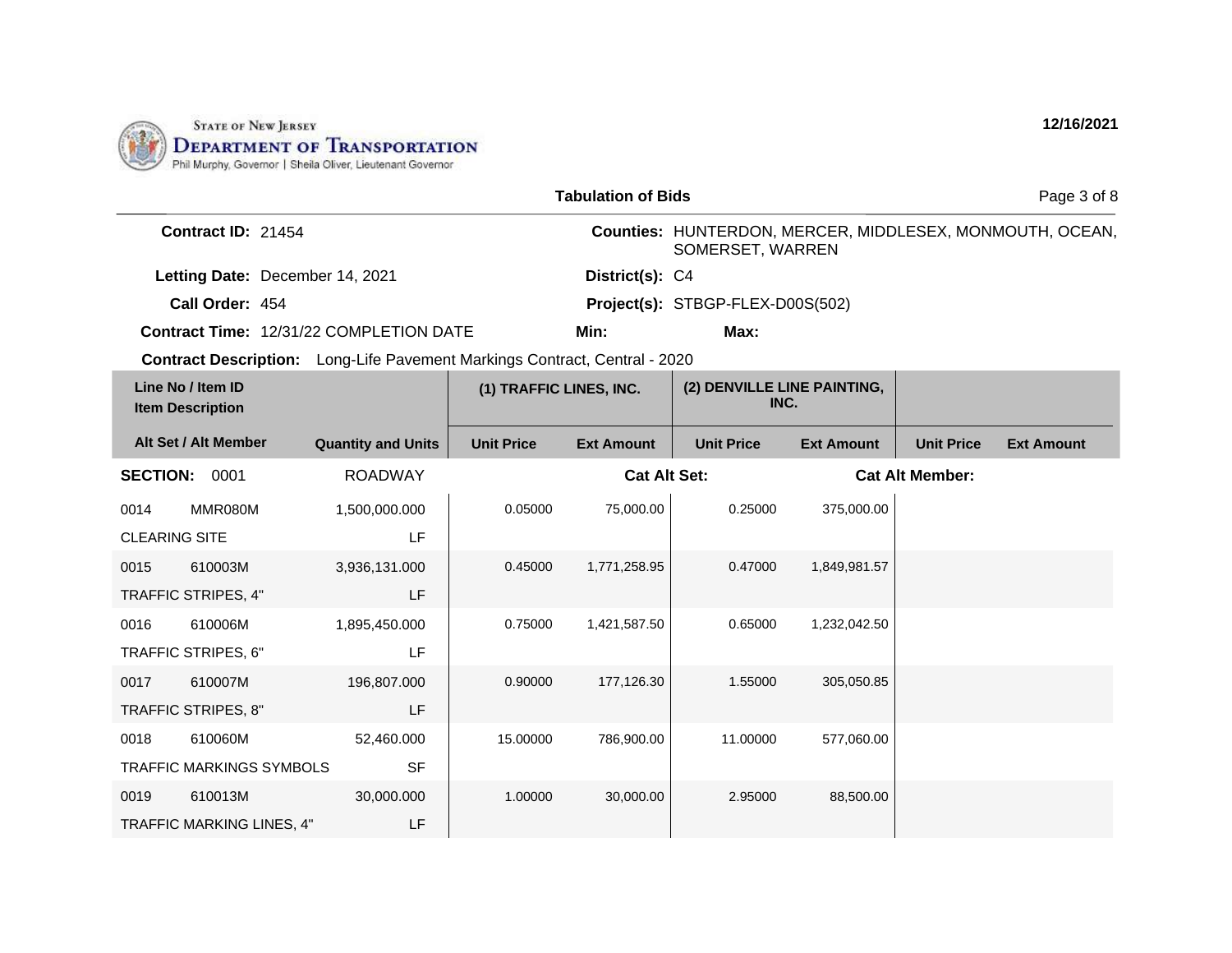STATE OF NEW JERSEY
DEPARTMENT OF TRANSPORTATION
Phil Murphy, Governor | Sheila Oliver, Lieutenant Governor

12/16/2021

## Tabulation of Bids

**Contract ID:** 21454

**Counties:** HUNTERDON, MERCER, MIDDLESEX, MONMOUTH, OCEAN, SOMERSET, WARREN

**Letting Date:** December 14, 2021

**District(s):** C4

**Call Order:** 454

**Project(s):** STBGP-FLEX-D00S(502)

**Contract Time:** 12/31/22 COMPLETION DATE

**Min:**

**Max:**

**Contract Description:** Long-Life Pavement Markings Contract, Central - 2020

| Line No / Item ID / Item Description | | Quantity and Units | (1) TRAFFIC LINES, INC. | | (2) DENVILLE LINE PAINTING, INC. | | | |
|---|---|---|---|---|---|---|---|---|
| Alt Set / Alt Member | | | Unit Price | Ext Amount | Unit Price | Ext Amount | Unit Price | Ext Amount |
| **SECTION:** 0001 | | ROADWAY | | **Cat Alt Set:** | | **Cat Alt Member:** | | |
| 0014 | MMR080M | 1,500,000.000 | 0.05000 | 75,000.00 | 0.25000 | 375,000.00 | | |
| CLEARING SITE | | LF | | | | | | |
| 0015 | 610003M | 3,936,131.000 | 0.45000 | 1,771,258.95 | 0.47000 | 1,849,981.57 | | |
| TRAFFIC STRIPES, 4" | | LF | | | | | | |
| 0016 | 610006M | 1,895,450.000 | 0.75000 | 1,421,587.50 | 0.65000 | 1,232,042.50 | | |
| TRAFFIC STRIPES, 6" | | LF | | | | | | |
| 0017 | 610007M | 196,807.000 | 0.90000 | 177,126.30 | 1.55000 | 305,050.85 | | |
| TRAFFIC STRIPES, 8" | | LF | | | | | | |
| 0018 | 610060M | 52,460.000 | 15.00000 | 786,900.00 | 11.00000 | 577,060.00 | | |
| TRAFFIC MARKINGS SYMBOLS | | SF | | | | | | |
| 0019 | 610013M | 30,000.000 | 1.00000 | 30,000.00 | 2.95000 | 88,500.00 | | |
| TRAFFIC MARKING LINES, 4" | | LF | | | | | | |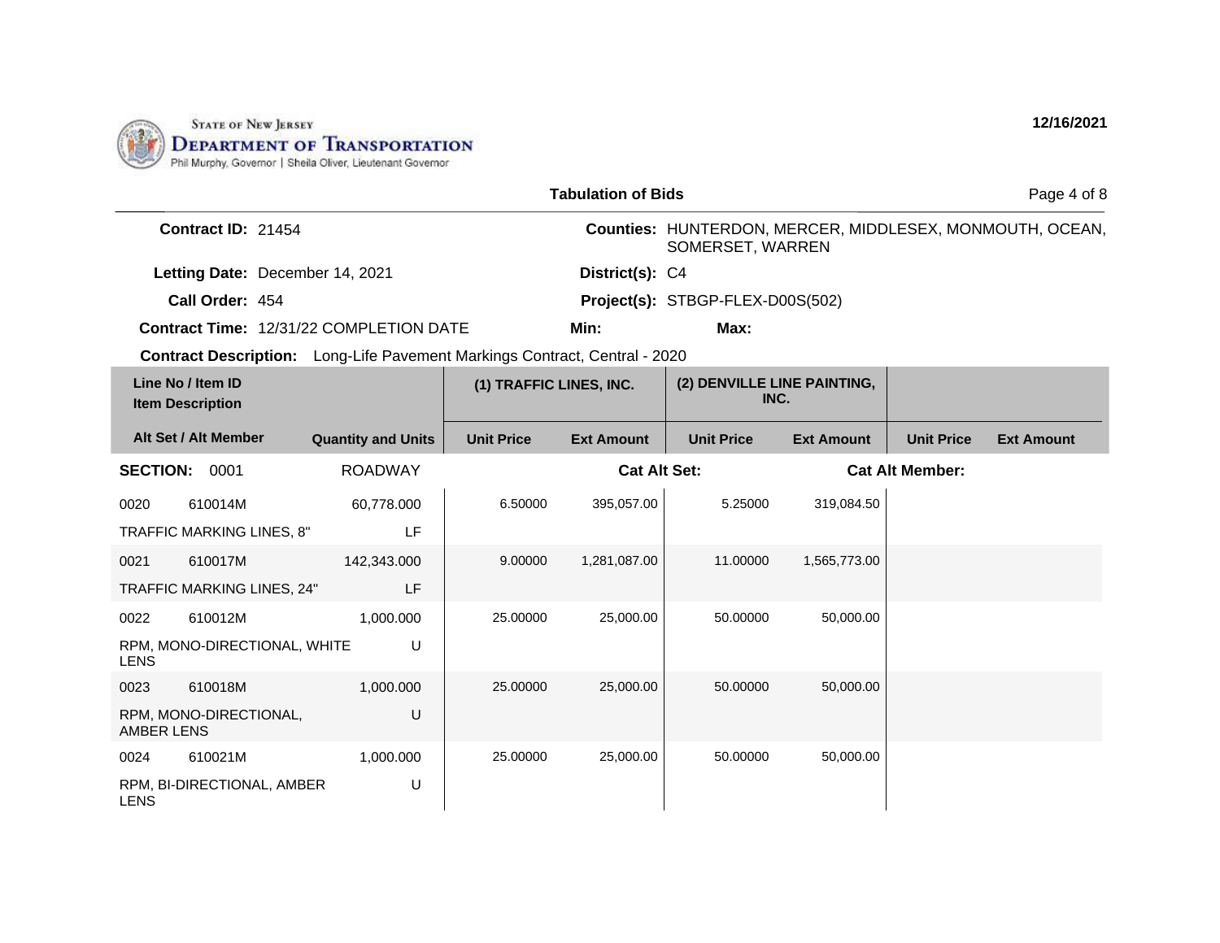**Tabulation of Bids**

**Contract ID:** 21454

**Counties:** HUNTERDON, MERCER, MIDDLESEX, MONMOUTH, OCEAN, SOMERSET, WARREN

**Letting Date:** December 14, 2021

**District(s):** C4

**Call Order:** 454

**Project(s):** STBGP-FLEX-D00S(502)

**Contract Time:** 12/31/22 COMPLETION DATE

**Min:**

**Max:**

**Contract Description:** Long-Life Pavement Markings Contract, Central - 2020

| Line No / Item ID / Item Description | | Quantity and Units | (1) TRAFFIC LINES, INC. | | (2) DENVILLE LINE PAINTING, INC. | | | |
|---|---|---|---|---|---|---|---|---|
| Alt Set / Alt Member | | | Unit Price | Ext Amount | Unit Price | Ext Amount | Unit Price | Ext Amount |
| **SECTION:** 0001 | | ROADWAY | | **Cat Alt Set:** | | **Cat Alt Member:** | | |
| 0020 | 610014M | 60,778.000 | 6.50000 | 395,057.00 | 5.25000 | 319,084.50 | | |
| TRAFFIC MARKING LINES, 8" | | LF | | | | | | |
| 0021 | 610017M | 142,343.000 | 9.00000 | 1,281,087.00 | 11.00000 | 1,565,773.00 | | |
| TRAFFIC MARKING LINES, 24" | | LF | | | | | | |
| 0022 | 610012M | 1,000.000 | 25.00000 | 25,000.00 | 50.00000 | 50,000.00 | | |
| RPM, MONO-DIRECTIONAL, WHITE LENS | | U | | | | | | |
| 0023 | 610018M | 1,000.000 | 25.00000 | 25,000.00 | 50.00000 | 50,000.00 | | |
| RPM, MONO-DIRECTIONAL, AMBER LENS | | U | | | | | | |
| 0024 | 610021M | 1,000.000 | 25.00000 | 25,000.00 | 50.00000 | 50,000.00 | | |
| RPM, BI-DIRECTIONAL, AMBER LENS | | U | | | | | | |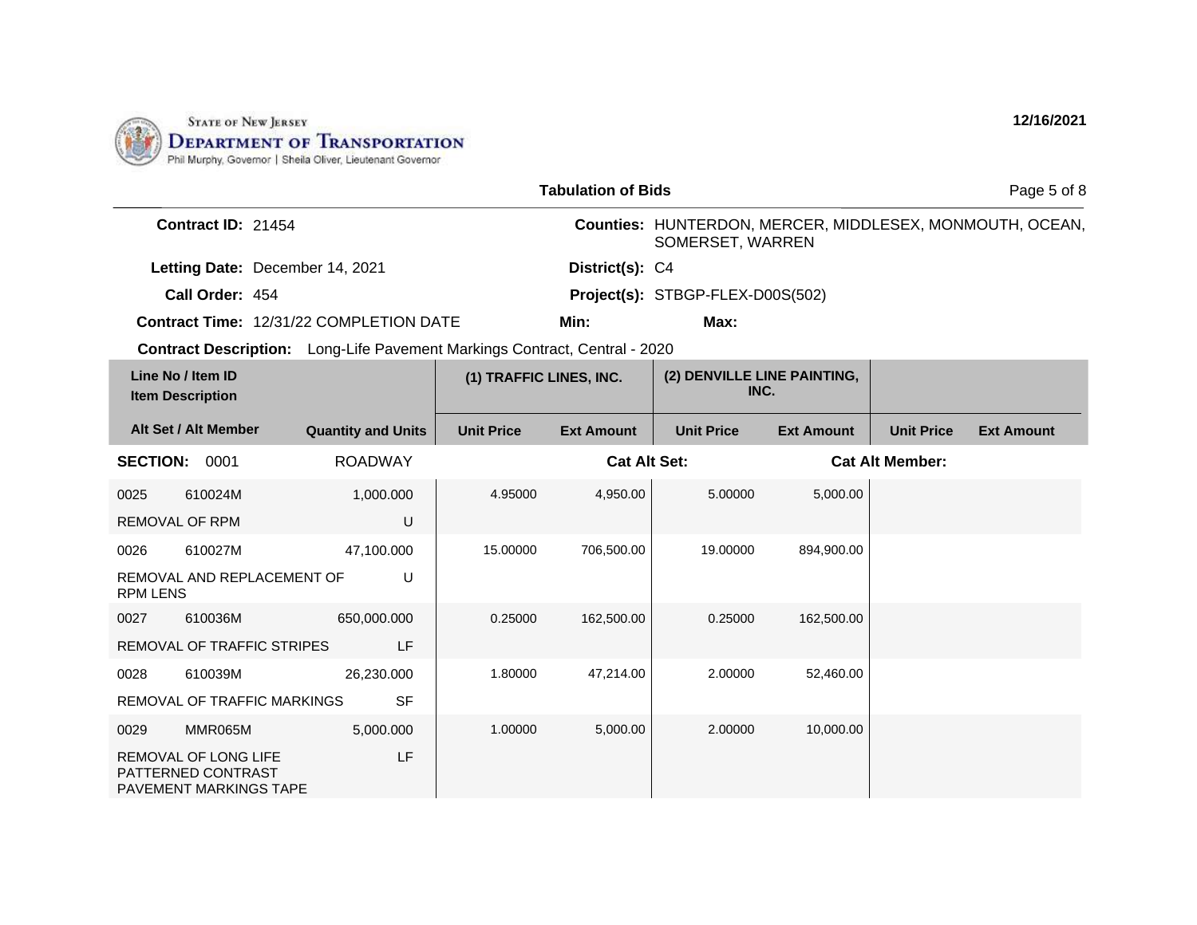STATE OF NEW JERSEY
DEPARTMENT OF TRANSPORTATION
Phil Murphy, Governor | Sheila Oliver, Lieutenant Governor

12/16/2021

**Tabulation of Bids**

**Contract ID:** 21454

**Counties:** HUNTERDON, MERCER, MIDDLESEX, MONMOUTH, OCEAN, SOMERSET, WARREN

**Letting Date:** December 14, 2021

**District(s):** C4

**Call Order:** 454

**Project(s):** STBGP-FLEX-D00S(502)

**Contract Time:** 12/31/22 COMPLETION DATE

**Min:**

**Max:**

**Contract Description:** Long-Life Pavement Markings Contract, Central - 2020

| Line No / Item ID | Item Description | Quantity and Units | (1) TRAFFIC LINES, INC. Unit Price | (1) TRAFFIC LINES, INC. Ext Amount | (2) DENVILLE LINE PAINTING, INC. Unit Price | (2) DENVILLE LINE PAINTING, INC. Ext Amount | Unit Price | Ext Amount |
|---|---|---|---|---|---|---|---|---|
| **SECTION: 0001** | ROADWAY | | **Cat Alt Set:** | | | **Cat Alt Member:** | | |
| 0025 610024M | REMOVAL OF RPM | 1,000.000 U | 4.95000 | 4,950.00 | 5.00000 | 5,000.00 | | |
| 0026 610027M | REMOVAL AND REPLACEMENT OF RPM LENS | 47,100.000 U | 15.00000 | 706,500.00 | 19.00000 | 894,900.00 | | |
| 0027 610036M | REMOVAL OF TRAFFIC STRIPES | 650,000.000 LF | 0.25000 | 162,500.00 | 0.25000 | 162,500.00 | | |
| 0028 610039M | REMOVAL OF TRAFFIC MARKINGS | 26,230.000 SF | 1.80000 | 47,214.00 | 2.00000 | 52,460.00 | | |
| 0029 MMR065M | REMOVAL OF LONG LIFE PATTERNED CONTRAST PAVEMENT MARKINGS TAPE | 5,000.000 LF | 1.00000 | 5,000.00 | 2.00000 | 10,000.00 | | |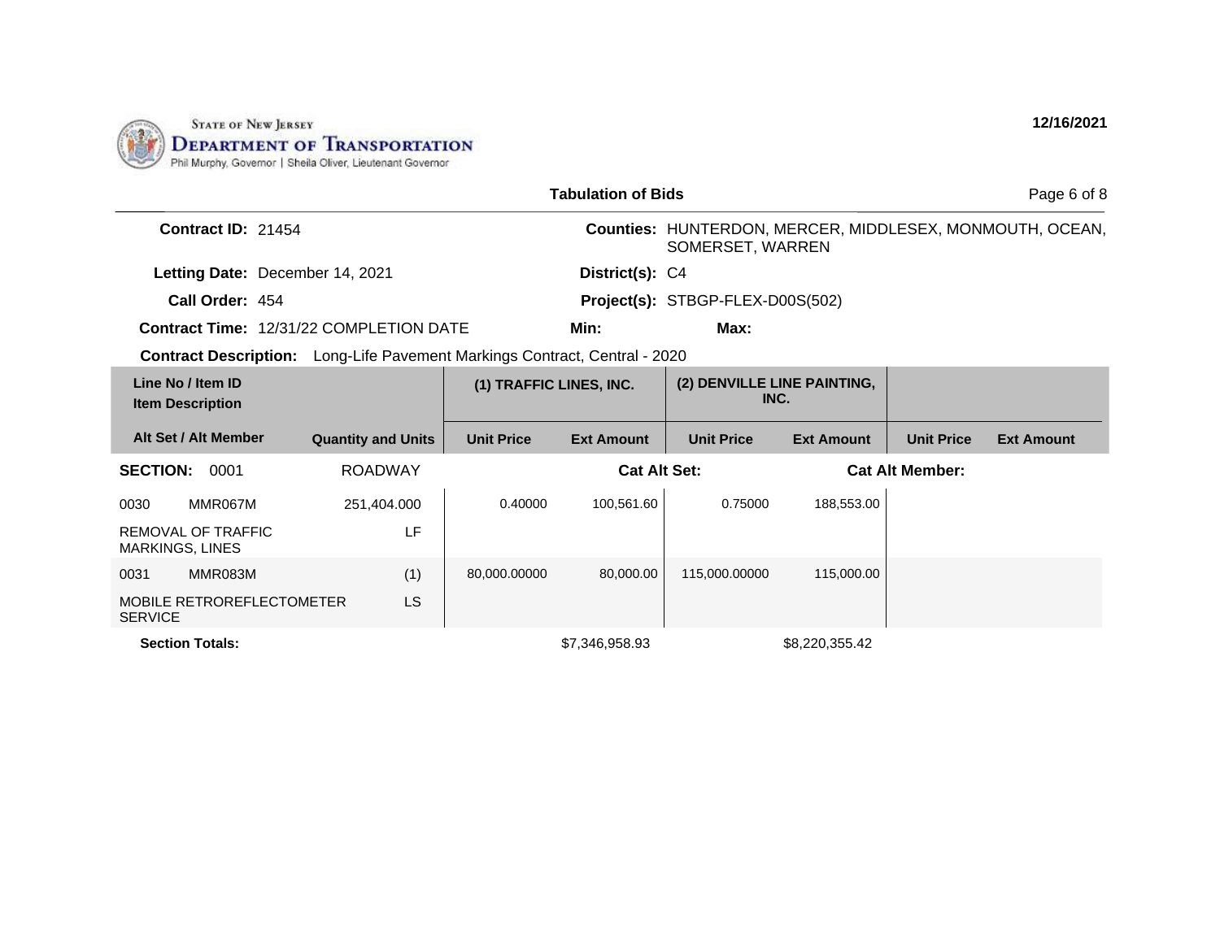STATE OF NEW JERSEY
DEPARTMENT OF TRANSPORTATION
Phil Murphy, Governor | Sheila Oliver, Lieutenant Governor

12/16/2021

## Tabulation of Bids

**Contract ID:** 21454

**Counties:** HUNTERDON, MERCER, MIDDLESEX, MONMOUTH, OCEAN, SOMERSET, WARREN

**Letting Date:** December 14, 2021

**District(s):** C4

**Call Order:** 454

**Project(s):** STBGP-FLEX-D00S(502)

**Contract Time:** 12/31/22 COMPLETION DATE

**Min:**

**Max:**

**Contract Description:** Long-Life Pavement Markings Contract, Central - 2020

| Line No / Item ID / Item Description / Alt Set / Alt Member | Quantity and Units | (1) TRAFFIC LINES, INC. Unit Price | (1) TRAFFIC LINES, INC. Ext Amount | (2) DENVILLE LINE PAINTING, INC. Unit Price | (2) DENVILLE LINE PAINTING, INC. Ext Amount | Unit Price | Ext Amount |
|---|---|---|---|---|---|---|---|
| **SECTION: 0001** | ROADWAY | | **Cat Alt Set:** | | **Cat Alt Member:** | | |
| 0030 MMR067M REMOVAL OF TRAFFIC MARKINGS, LINES | 251,404.000 LF | 0.40000 | 100,561.60 | 0.75000 | 188,553.00 | | |
| 0031 MMR083M MOBILE RETROREFLECTOMETER SERVICE | (1) LS | 80,000.00000 | 80,000.00 | 115,000.00000 | 115,000.00 | | |
| **Section Totals:** | | | $7,346,958.93 | | $8,220,355.42 | | |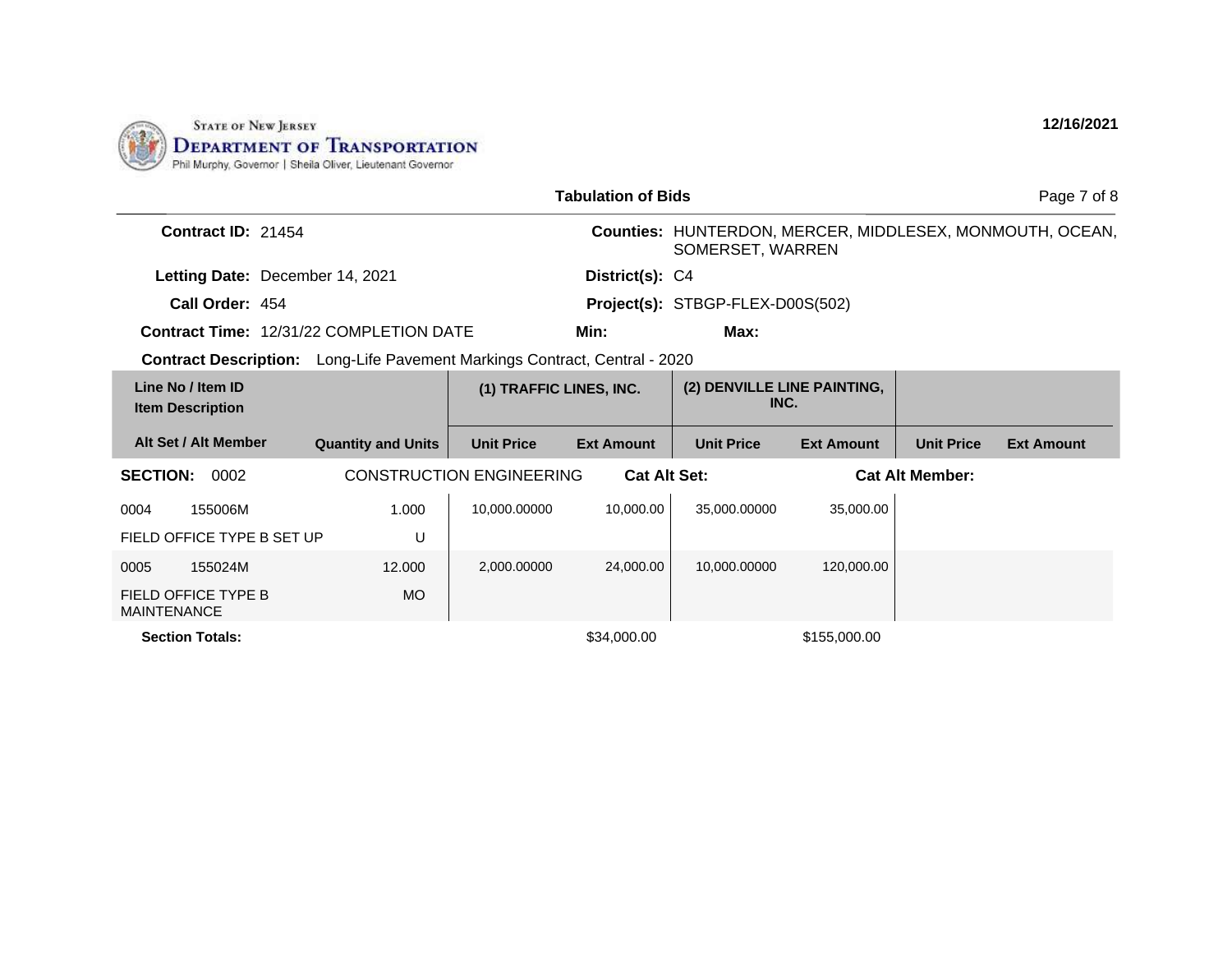STATE OF NEW JERSEY
DEPARTMENT OF TRANSPORTATION
Phil Murphy, Governor | Sheila Oliver, Lieutenant Governor

12/16/2021

**Tabulation of Bids**

**Contract ID:** 21454

**Counties:** HUNTERDON, MERCER, MIDDLESEX, MONMOUTH, OCEAN, SOMERSET, WARREN

**Letting Date:** December 14, 2021

**District(s):** C4

**Call Order:** 454

**Project(s):** STBGP-FLEX-D00S(502)

**Contract Time:** 12/31/22 COMPLETION DATE

**Min:**

**Max:**

**Contract Description:** Long-Life Pavement Markings Contract, Central - 2020

| Line No / Item ID / Item Description / Alt Set / Alt Member | Quantity and Units | (1) TRAFFIC LINES, INC. | | (2) DENVILLE LINE PAINTING, INC. | | | |
|---|---|---|---|---|---|---|---|
| | | Unit Price | Ext Amount | Unit Price | Ext Amount | Unit Price | Ext Amount |
| **SECTION: 0002** CONSTRUCTION ENGINEERING **Cat Alt Set:** **Cat Alt Member:** | | | | | | | |
| 0004 155006M FIELD OFFICE TYPE B SET UP | 1.000 U | 10,000.00000 | 10,000.00 | 35,000.00000 | 35,000.00 | | |
| 0005 155024M FIELD OFFICE TYPE B MAINTENANCE | 12.000 MO | 2,000.00000 | 24,000.00 | 10,000.00000 | 120,000.00 | | |
| **Section Totals:** | | | $34,000.00 | | $155,000.00 | | |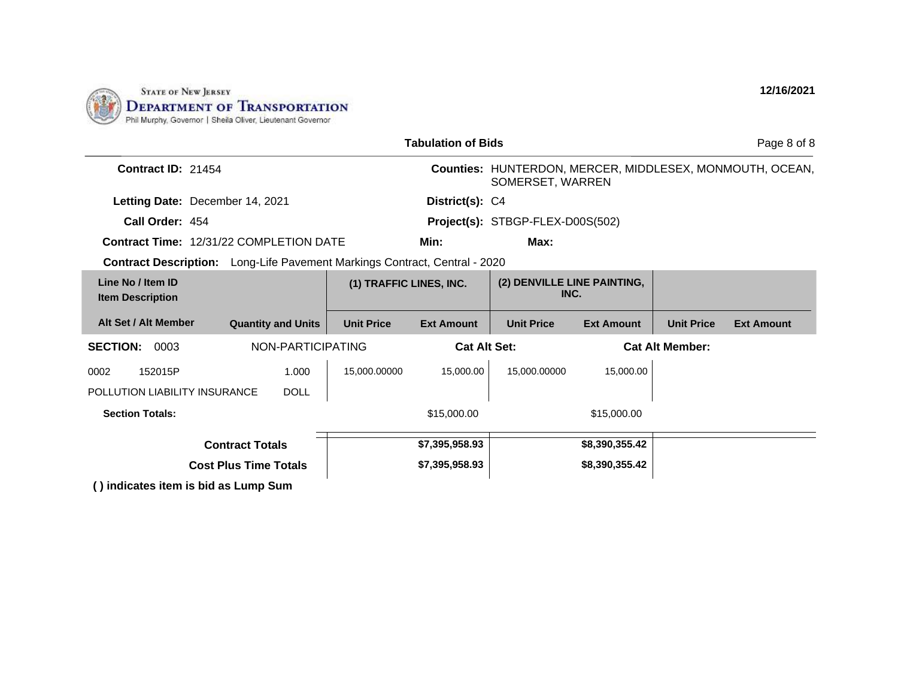STATE OF NEW JERSEY
DEPARTMENT OF TRANSPORTATION
Phil Murphy, Governor | Sheila Oliver, Lieutenant Governor

12/16/2021

## Tabulation of Bids

**Contract ID:** 21454

**Counties:** HUNTERDON, MERCER, MIDDLESEX, MONMOUTH, OCEAN, SOMERSET, WARREN

**Letting Date:** December 14, 2021

**District(s):** C4

**Call Order:** 454

**Project(s):** STBGP-FLEX-D00S(502)

**Contract Time:** 12/31/22 COMPLETION DATE

**Min:**

**Max:**

**Contract Description:** Long-Life Pavement Markings Contract, Central - 2020

| Line No / Item ID<br>Item Description | | (1) TRAFFIC LINES, INC. | | (2) DENVILLE LINE PAINTING, INC. | | | |
|---|---|---|---|---|---|---|---|
| Alt Set / Alt Member | Quantity and Units | Unit Price | Ext Amount | Unit Price | Ext Amount | Unit Price | Ext Amount |
| **SECTION:** 0003 | NON-PARTICIPATING | | **Cat Alt Set:** | | **Cat Alt Member:** | | |
| 0002 152015P<br>POLLUTION LIABILITY INSURANCE | 1.000<br>DOLL | 15,000.00000 | 15,000.00 | 15,000.00000 | 15,000.00 | | |
| **Section Totals:** | | | $15,000.00 | | $15,000.00 | | |
| **Contract Totals** | | | **$7,395,958.93** | | **$8,390,355.42** | | |
| **Cost Plus Time Totals** | | | **$7,395,958.93** | | **$8,390,355.42** | | |

**( ) indicates item is bid as Lump Sum**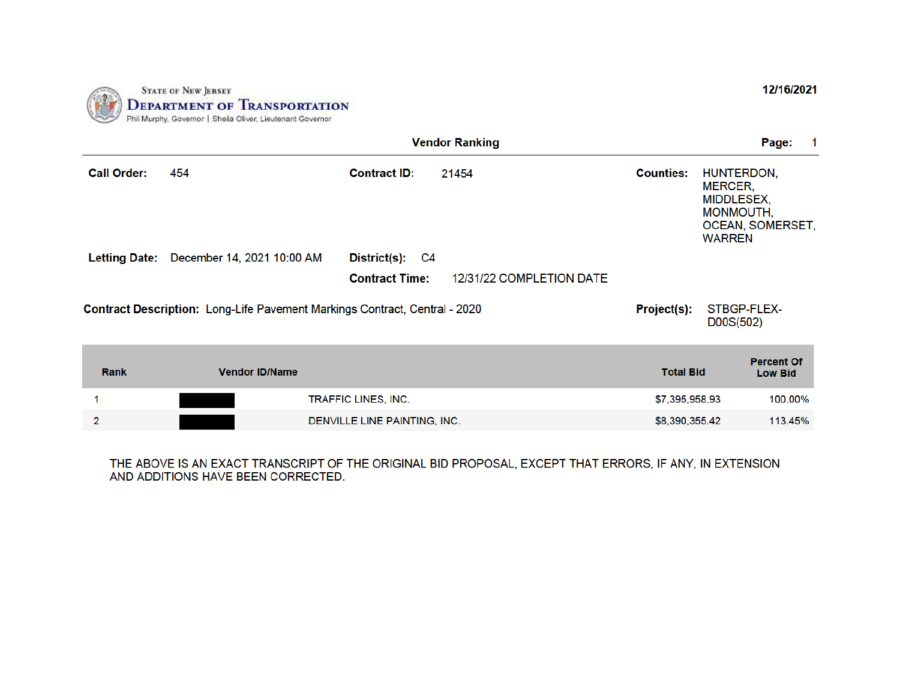State of New Jersey
Department of Transportation
Phil Murphy, Governor | Sheila Oliver, Lieutenant Governor

12/16/2021

## Vendor Ranking

Page: 1

**Call Order:** 454

**Contract ID:** 21454

**Counties:** HUNTERDON, MERCER, MIDDLESEX, MONMOUTH, OCEAN, SOMERSET, WARREN

**Letting Date:** December 14, 2021 10:00 AM

**District(s):** C4

**Contract Time:** 12/31/22 COMPLETION DATE

**Contract Description:** Long-Life Pavement Markings Contract, Central - 2020

**Project(s):** STBGP-FLEX-D00S(502)

| Rank | Vendor ID/Name | | Total Bid | Percent Of Low Bid |
|---|---|---|---|---|
| 1 | [REDACTED] | TRAFFIC LINES, INC. | $7,395,958.93 | 100.00% |
| 2 | [REDACTED] | DENVILLE LINE PAINTING, INC. | $8,390,355.42 | 113.45% |

THE ABOVE IS AN EXACT TRANSCRIPT OF THE ORIGINAL BID PROPOSAL, EXCEPT THAT ERRORS, IF ANY, IN EXTENSION AND ADDITIONS HAVE BEEN CORRECTED.